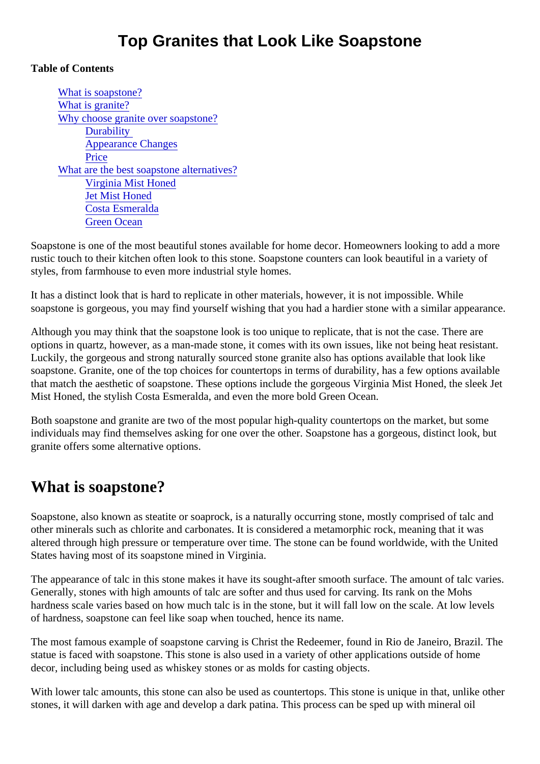# Top Granites that Look Like Soapstone

**Table of Contents**

- What is soapstone?
- What is granite?
- Why choose granite over soapstone?
  - Durability
  - Appearance Changes
  - Price
- What are the best soapstone alternatives?
  - Virginia Mist Honed
  - Jet Mist Honed
  - Costa Esmeralda
  - Green Ocean

Soapstone is one of the most beautiful stones available for home decor. Homeowners looking to add a more rustic touch to their kitchen often look to this stone. Soapstone counters can look beautiful in a variety of styles, from farmhouse to even more industrial style homes.

It has a distinct look that is hard to replicate in other materials, however, it is not impossible. While soapstone is gorgeous, you may find yourself wishing that you had a hardier stone with a similar appearance.

Although you may think that the soapstone look is too unique to replicate, that is not the case. There are options in quartz, however, as a man-made stone, it comes with its own issues, like not being heat resistant. Luckily, the gorgeous and strong naturally sourced stone granite also has options available that look like soapstone. Granite, one of the top choices for countertops in terms of durability, has a few options available that match the aesthetic of soapstone. These options include the gorgeous Virginia Mist Honed, the sleek Jet Mist Honed, the stylish Costa Esmeralda, and even the more bold Green Ocean.

Both soapstone and granite are two of the most popular high-quality countertops on the market, but some individuals may find themselves asking for one over the other. Soapstone has a gorgeous, distinct look, but granite offers some alternative options.

## What is soapstone?

Soapstone, also known as steatite or soaprock, is a naturally occurring stone, mostly comprised of talc and other minerals such as chlorite and carbonates. It is considered a metamorphic rock, meaning that it was altered through high pressure or temperature over time. The stone can be found worldwide, with the United States having most of its soapstone mined in Virginia.

The appearance of talc in this stone makes it have its sought-after smooth surface. The amount of talc varies. Generally, stones with high amounts of talc are softer and thus used for carving. Its rank on the Mohs hardness scale varies based on how much talc is in the stone, but it will fall low on the scale. At low levels of hardness, soapstone can feel like soap when touched, hence its name.

The most famous example of soapstone carving is Christ the Redeemer, found in Rio de Janeiro, Brazil. The statue is faced with soapstone. This stone is also used in a variety of other applications outside of home decor, including being used as whiskey stones or as molds for casting objects.

With lower talc amounts, this stone can also be used as countertops. This stone is unique in that, unlike other stones, it will darken with age and develop a dark patina. This process can be sped up with mineral oil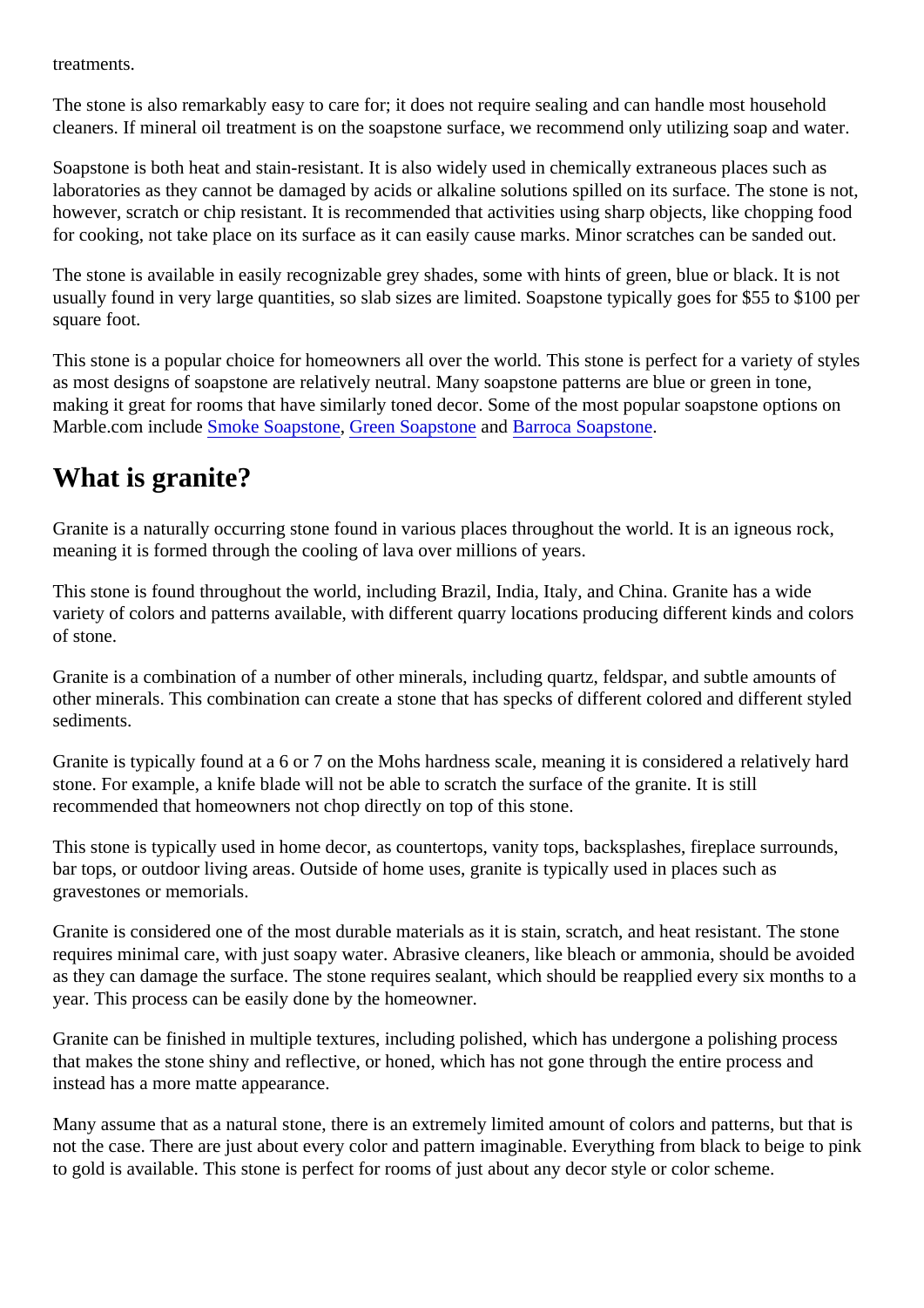treatments.

The stone is also remarkably easy to care for; it does not require sealing and can handle most household cleaners. If mineral oil treatment is on the soapstone surface, we recommend only utilizing soap and water.

Soapstone is both heat and stain-resistant. It is also widely used in chemically extraneous places such as laboratories as they cannot be damaged by acids or alkaline solutions spilled on its surface. The stone is not, however, scratch or chip resistant. It is recommended that activities using sharp objects, like chopping food for cooking, not take place on its surface as it can easily cause marks. Minor scratches can be sanded out.

The stone is available in easily recognizable grey shades, some with hints of green, blue or black. It is not usually found in very large quantities, so slab sizes are limited. Soapstone typically goes for $55 to $100 per square foot.

This stone is a popular choice for homeowners all over the world. This stone is perfect for a variety of styles as most designs of soapstone are relatively neutral. Many soapstone patterns are blue or green in tone, making it great for rooms that have similarly toned decor. Some of the most popular soapstone options on Marble.com include Smoke Soapstone, Green Soapstone and Barroca Soapstone.

## What is granite?

Granite is a naturally occurring stone found in various places throughout the world. It is an igneous rock, meaning it is formed through the cooling of lava over millions of years.

This stone is found throughout the world, including Brazil, India, Italy, and China. Granite has a wide variety of colors and patterns available, with different quarry locations producing different kinds and colors of stone.

Granite is a combination of a number of other minerals, including quartz, feldspar, and subtle amounts of other minerals. This combination can create a stone that has specks of different colored and different styled sediments.

Granite is typically found at a 6 or 7 on the Mohs hardness scale, meaning it is considered a relatively hard stone. For example, a knife blade will not be able to scratch the surface of the granite. It is still recommended that homeowners not chop directly on top of this stone.

This stone is typically used in home decor, as countertops, vanity tops, backsplashes, fireplace surrounds, bar tops, or outdoor living areas. Outside of home uses, granite is typically used in places such as gravestones or memorials.

Granite is considered one of the most durable materials as it is stain, scratch, and heat resistant. The stone requires minimal care, with just soapy water. Abrasive cleaners, like bleach or ammonia, should be avoided as they can damage the surface. The stone requires sealant, which should be reapplied every six months to a year. This process can be easily done by the homeowner.

Granite can be finished in multiple textures, including polished, which has undergone a polishing process that makes the stone shiny and reflective, or honed, which has not gone through the entire process and instead has a more matte appearance.

Many assume that as a natural stone, there is an extremely limited amount of colors and patterns, but that is not the case. There are just about every color and pattern imaginable. Everything from black to beige to pink to gold is available. This stone is perfect for rooms of just about any decor style or color scheme.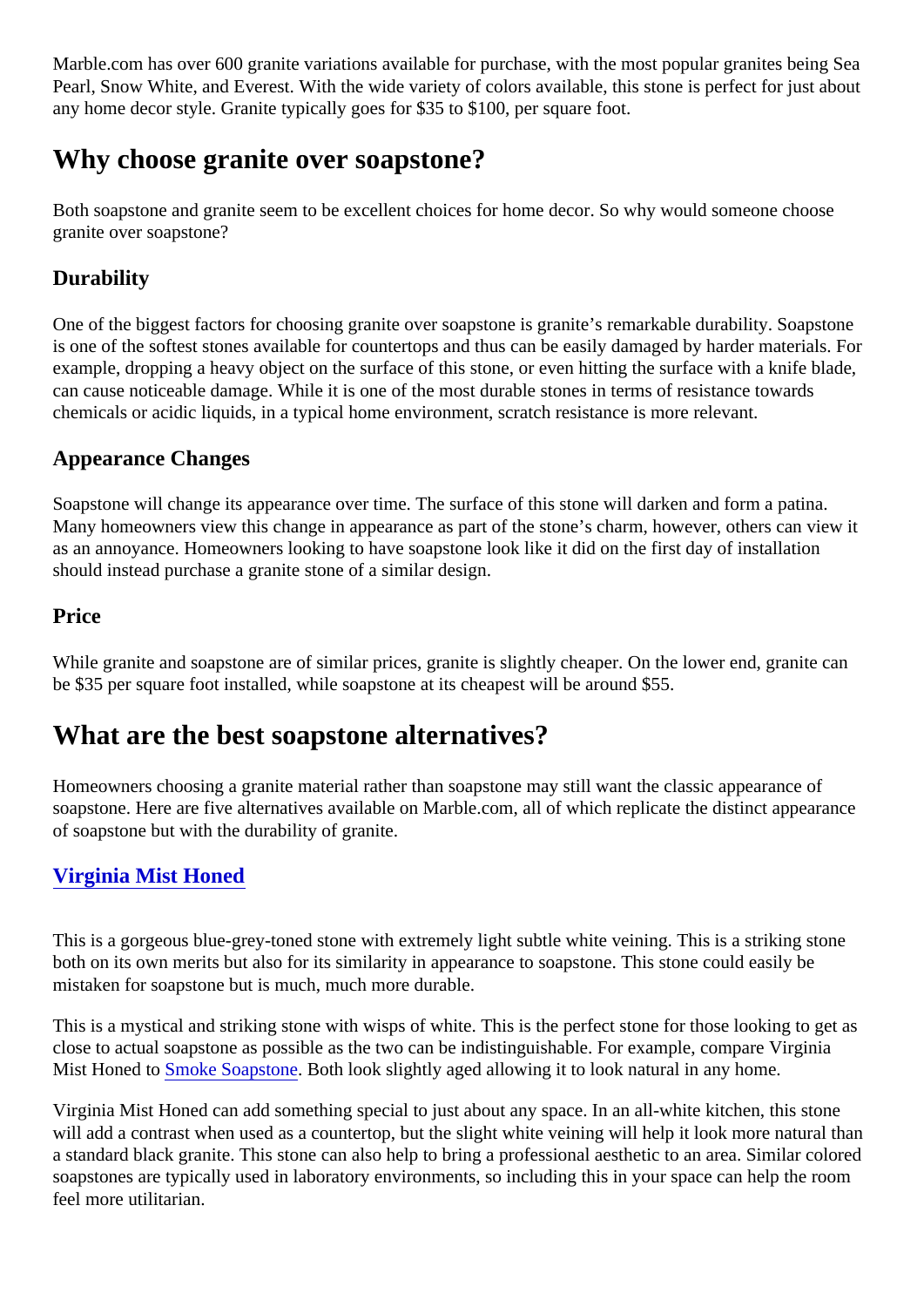Marble.com has over 600 granite variations available for purchase, with the most popular granites being Sea Pearl, Snow White, and Everest. With the wide variety of colors available, this stone is perfect for just about any home decor style. Granite typically goes for $35 to $100, per square foot.

## Why choose granite over soapstone?

Both soapstone and granite seem to be excellent choices for home decor. So why would someone choose granite over soapstone?

### Durability

One of the biggest factors for choosing granite over soapstone is granite's remarkable durability. Soapstone is one of the softest stones available for countertops and thus can be easily damaged by harder materials. For example, dropping a heavy object on the surface of this stone, or even hitting the surface with a knife blade, can cause noticeable damage. While it is one of the most durable stones in terms of resistance towards chemicals or acidic liquids, in a typical home environment, scratch resistance is more relevant.

### Appearance Changes

Soapstone will change its appearance over time. The surface of this stone will darken and form a patina. Many homeowners view this change in appearance as part of the stone's charm, however, others can view it as an annoyance. Homeowners looking to have soapstone look like it did on the first day of installation should instead purchase a granite stone of a similar design.

### Price

While granite and soapstone are of similar prices, granite is slightly cheaper. On the lower end, granite can be $35 per square foot installed, while soapstone at its cheapest will be around $55.

## What are the best soapstone alternatives?

Homeowners choosing a granite material rather than soapstone may still want the classic appearance of soapstone. Here are five alternatives available on Marble.com, all of which replicate the distinct appearance of soapstone but with the durability of granite.

### Virginia Mist Honed

This is a gorgeous blue-grey-toned stone with extremely light subtle white veining. This is a striking stone both on its own merits but also for its similarity in appearance to soapstone. This stone could easily be mistaken for soapstone but is much, much more durable.

This is a mystical and striking stone with wisps of white. This is the perfect stone for those looking to get as close to actual soapstone as possible as the two can be indistinguishable. For example, compare Virginia Mist Honed to Smoke Soapstone. Both look slightly aged allowing it to look natural in any home.

Virginia Mist Honed can add something special to just about any space. In an all-white kitchen, this stone will add a contrast when used as a countertop, but the slight white veining will help it look more natural than a standard black granite. This stone can also help to bring a professional aesthetic to an area. Similar colored soapstones are typically used in laboratory environments, so including this in your space can help the room feel more utilitarian.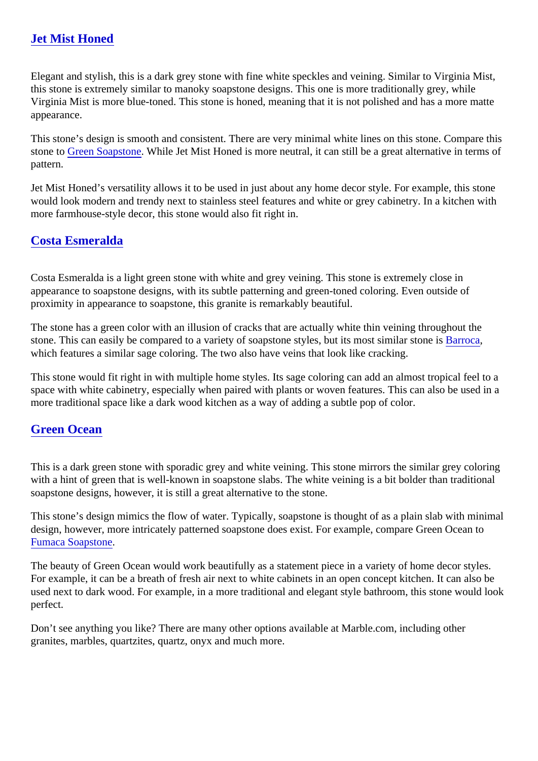## Jet Mist Honed

Elegant and stylish, this is a dark grey stone with fine white speckles and veining. Similar to Virginia Mist, this stone is extremely similar to manoky soapstone designs. This one is more traditionally grey, while Virginia Mist is more blue-toned. This stone is honed, meaning that it is not polished and has a more matte appearance.

This stone's design is smooth and consistent. There are very minimal white lines on this stone. Compare this stone to Green Soapstone. While Jet Mist Honed is more neutral, it can still be a great alternative in terms of pattern.

Jet Mist Honed's versatility allows it to be used in just about any home decor style. For example, this stone would look modern and trendy next to stainless steel features and white or grey cabinetry. In a kitchen with more farmhouse-style decor, this stone would also fit right in.

## Costa Esmeralda

Costa Esmeralda is a light green stone with white and grey veining. This stone is extremely close in appearance to soapstone designs, with its subtle patterning and green-toned coloring. Even outside of proximity in appearance to soapstone, this granite is remarkably beautiful.

The stone has a green color with an illusion of cracks that are actually white thin veining throughout the stone. This can easily be compared to a variety of soapstone styles, but its most similar stone is Barroca, which features a similar sage coloring. The two also have veins that look like cracking.

This stone would fit right in with multiple home styles. Its sage coloring can add an almost tropical feel to a space with white cabinetry, especially when paired with plants or woven features. This can also be used in a more traditional space like a dark wood kitchen as a way of adding a subtle pop of color.

## Green Ocean

This is a dark green stone with sporadic grey and white veining. This stone mirrors the similar grey coloring with a hint of green that is well-known in soapstone slabs. The white veining is a bit bolder than traditional soapstone designs, however, it is still a great alternative to the stone.

This stone's design mimics the flow of water. Typically, soapstone is thought of as a plain slab with minimal design, however, more intricately patterned soapstone does exist. For example, compare Green Ocean to Fumaca Soapstone.

The beauty of Green Ocean would work beautifully as a statement piece in a variety of home decor styles. For example, it can be a breath of fresh air next to white cabinets in an open concept kitchen. It can also be used next to dark wood. For example, in a more traditional and elegant style bathroom, this stone would look perfect.

Don't see anything you like? There are many other options available at Marble.com, including other granites, marbles, quartzites, quartz, onyx and much more.